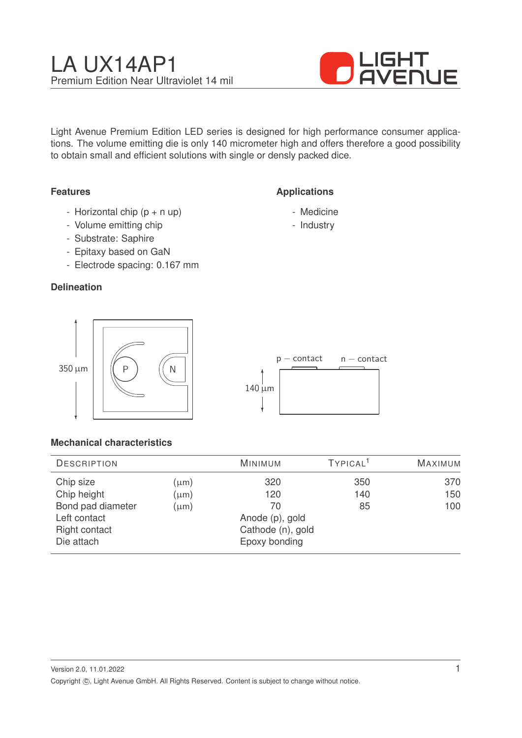# LA UX14AP1

Premium Edition Near Ultraviolet 14 mil

LIGHT AVENUE

Light Avenue Premium Edition LED series is designed for high performance consumer applications. The volume emitting die is only 140 micrometer high and offers therefore a good possibility to obtain small and efficient solutions with single or densly packed dice.

### Features

- Horizontal chip (p + n up)
- Volume emitting chip
- Substrate: Saphire
- Epitaxy based on GaN
- Electrode spacing: 0.167 mm

### Applications

- Medicine
- Industry

### Delineation

350 µm

P N

p − contact n − contact

140 µm

### Mechanical characteristics

| Description | | Minimum | Typical[1] | Maximum |
|---|---|---|---|---|
| Chip size | (µm) | 320 | 350 | 370 |
| Chip height | (µm) | 120 | 140 | 150 |
| Bond pad diameter | (µm) | 70 | 85 | 100 |
| Left contact | | Anode (p), gold | | |
| Right contact | | Cathode (n), gold | | |
| Die attach | | Epoxy bonding | | |

Version 2.0, 11.01.2022

Copyright ©, Light Avenue GmbH. All Rights Reserved. Content is subject to change without notice.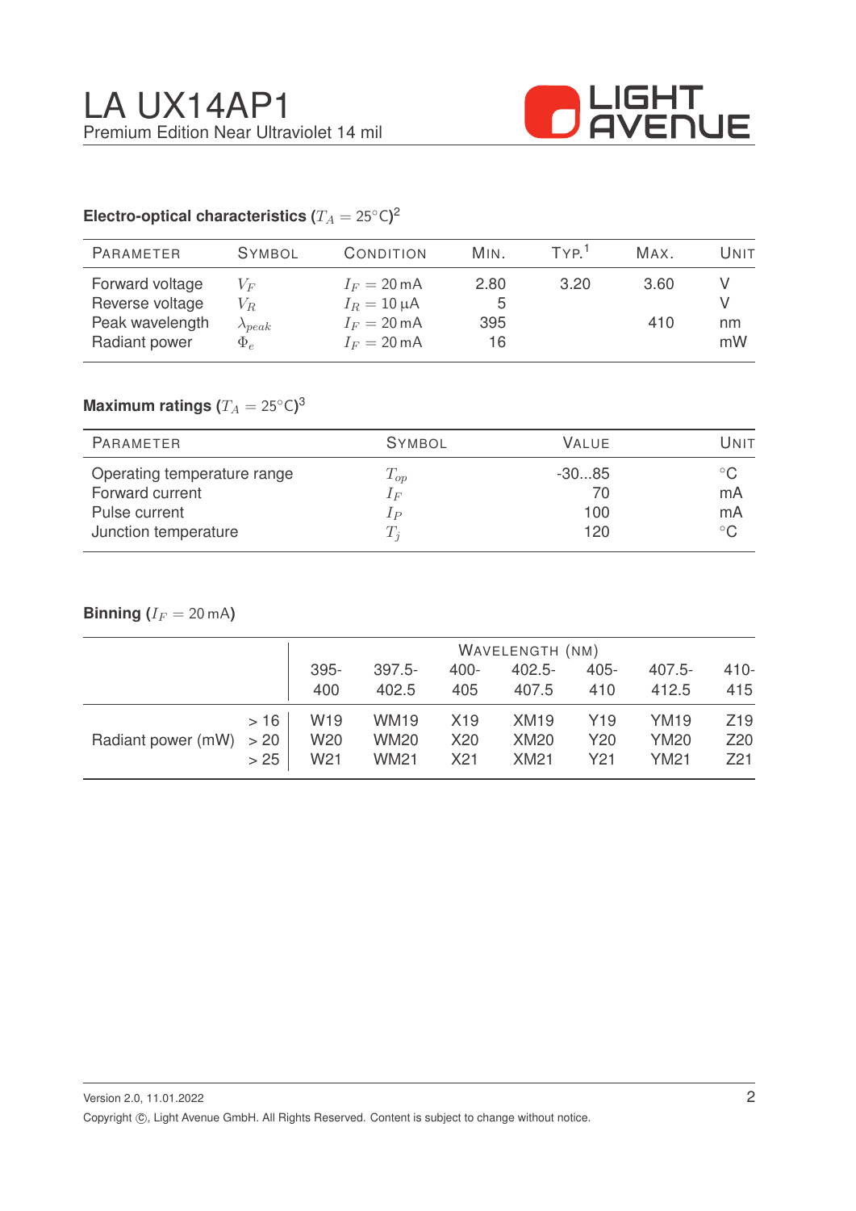# LA UX14AP1

Premium Edition Near Ultraviolet 14 mil

## Electro-optical characteristics ($T_A = 25°C$)[2]

| Parameter | Symbol | Condition | Min. | Typ.[1] | Max. | Unit |
|---|---|---|---|---|---|---|
| Forward voltage | $V_F$ | $I_F = 20\,mA$ | 2.80 | 3.20 | 3.60 | V |
| Reverse voltage | $V_R$ | $I_R = 10\,\mu A$ | 5 | | | V |
| Peak wavelength | $\lambda_{peak}$ | $I_F = 20\,mA$ | 395 | | 410 | nm |
| Radiant power | $\Phi_e$ | $I_F = 20\,mA$ | 16 | | | mW |

## Maximum ratings ($T_A = 25°C$)[3]

| Parameter | Symbol | Value | Unit |
|---|---|---|---|
| Operating temperature range | $T_{op}$ | -30...85 | °C |
| Forward current | $I_F$ | 70 | mA |
| Pulse current | $I_P$ | 100 | mA |
| Junction temperature | $T_j$ | 120 | °C |

## Binning ($I_F = 20\,mA$)

| | | Wavelength (nm) | | | | | | |
|---|---|---|---|---|---|---|---|---|
| | | 395-400 | 397.5-402.5 | 400-405 | 402.5-407.5 | 405-410 | 407.5-412.5 | 410-415 |
| Radiant power (mW) | > 16 | W19 | WM19 | X19 | XM19 | Y19 | YM19 | Z19 |
| | > 20 | W20 | WM20 | X20 | XM20 | Y20 | YM20 | Z20 |
| | > 25 | W21 | WM21 | X21 | XM21 | Y21 | YM21 | Z21 |

Version 2.0, 11.01.2022

Copyright ©, Light Avenue GmbH. All Rights Reserved. Content is subject to change without notice.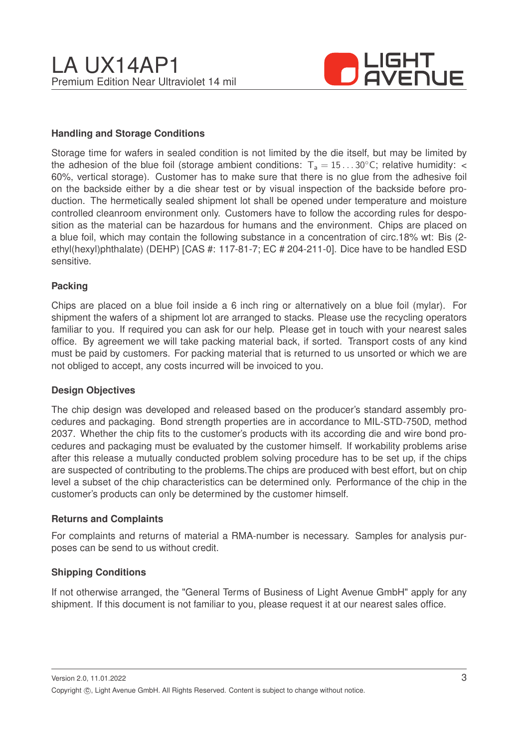## Handling and Storage Conditions

Storage time for wafers in sealed condition is not limited by the die itself, but may be limited by the adhesion of the blue foil (storage ambient conditions: $T_a = 15 \ldots 30°C$; relative humidity: < 60%, vertical storage). Customer has to make sure that there is no glue from the adhesive foil on the backside either by a die shear test or by visual inspection of the backside before production. The hermetically sealed shipment lot shall be opened under temperature and moisture controlled cleanroom environment only. Customers have to follow the according rules for desposition as the material can be hazardous for humans and the environment. Chips are placed on a blue foil, which may contain the following substance in a concentration of circ.18% wt: Bis (2-ethyl(hexyl)phthalate) (DEHP) [CAS #: 117-81-7; EC # 204-211-0]. Dice have to be handled ESD sensitive.

## Packing

Chips are placed on a blue foil inside a 6 inch ring or alternatively on a blue foil (mylar). For shipment the wafers of a shipment lot are arranged to stacks. Please use the recycling operators familiar to you. If required you can ask for our help. Please get in touch with your nearest sales office. By agreement we will take packing material back, if sorted. Transport costs of any kind must be paid by customers. For packing material that is returned to us unsorted or which we are not obliged to accept, any costs incurred will be invoiced to you.

## Design Objectives

The chip design was developed and released based on the producer's standard assembly procedures and packaging. Bond strength properties are in accordance to MIL-STD-750D, method 2037. Whether the chip fits to the customer's products with its according die and wire bond procedures and packaging must be evaluated by the customer himself. If workability problems arise after this release a mutually conducted problem solving procedure has to be set up, if the chips are suspected of contributing to the problems.The chips are produced with best effort, but on chip level a subset of the chip characteristics can be determined only. Performance of the chip in the customer's products can only be determined by the customer himself.

## Returns and Complaints

For complaints and returns of material a RMA-number is necessary. Samples for analysis purposes can be send to us without credit.

## Shipping Conditions

If not otherwise arranged, the "General Terms of Business of Light Avenue GmbH" apply for any shipment. If this document is not familiar to you, please request it at our nearest sales office.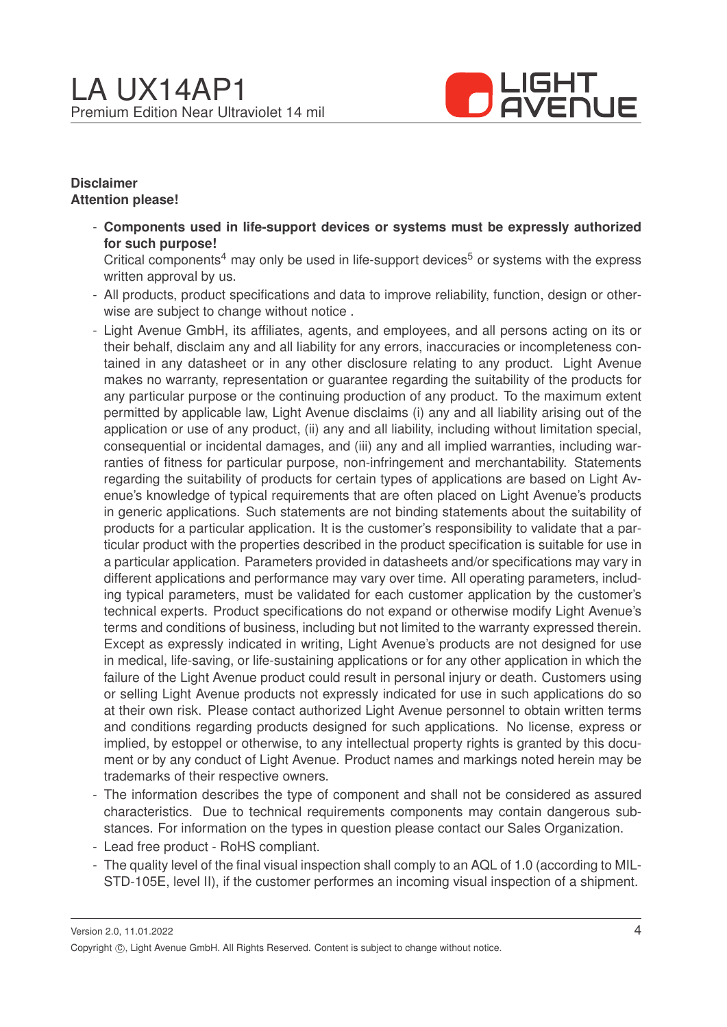**Disclaimer**
**Attention please!**

- **Components used in life-support devices or systems must be expressly authorized for such purpose!**
  Critical components[4] may only be used in life-support devices[5] or systems with the express written approval by us.
- All products, product specifications and data to improve reliability, function, design or otherwise are subject to change without notice .
- Light Avenue GmbH, its affiliates, agents, and employees, and all persons acting on its or their behalf, disclaim any and all liability for any errors, inaccuracies or incompleteness contained in any datasheet or in any other disclosure relating to any product. Light Avenue makes no warranty, representation or guarantee regarding the suitability of the products for any particular purpose or the continuing production of any product. To the maximum extent permitted by applicable law, Light Avenue disclaims (i) any and all liability arising out of the application or use of any product, (ii) any and all liability, including without limitation special, consequential or incidental damages, and (iii) any and all implied warranties, including warranties of fitness for particular purpose, non-infringement and merchantability. Statements regarding the suitability of products for certain types of applications are based on Light Avenue's knowledge of typical requirements that are often placed on Light Avenue's products in generic applications. Such statements are not binding statements about the suitability of products for a particular application. It is the customer's responsibility to validate that a particular product with the properties described in the product specification is suitable for use in a particular application. Parameters provided in datasheets and/or specifications may vary in different applications and performance may vary over time. All operating parameters, including typical parameters, must be validated for each customer application by the customer's technical experts. Product specifications do not expand or otherwise modify Light Avenue's terms and conditions of business, including but not limited to the warranty expressed therein. Except as expressly indicated in writing, Light Avenue's products are not designed for use in medical, life-saving, or life-sustaining applications or for any other application in which the failure of the Light Avenue product could result in personal injury or death. Customers using or selling Light Avenue products not expressly indicated for use in such applications do so at their own risk. Please contact authorized Light Avenue personnel to obtain written terms and conditions regarding products designed for such applications. No license, express or implied, by estoppel or otherwise, to any intellectual property rights is granted by this document or by any conduct of Light Avenue. Product names and markings noted herein may be trademarks of their respective owners.
- The information describes the type of component and shall not be considered as assured characteristics. Due to technical requirements components may contain dangerous substances. For information on the types in question please contact our Sales Organization.
- Lead free product - RoHS compliant.
- The quality level of the final visual inspection shall comply to an AQL of 1.0 (according to MIL-STD-105E, level II), if the customer performes an incoming visual inspection of a shipment.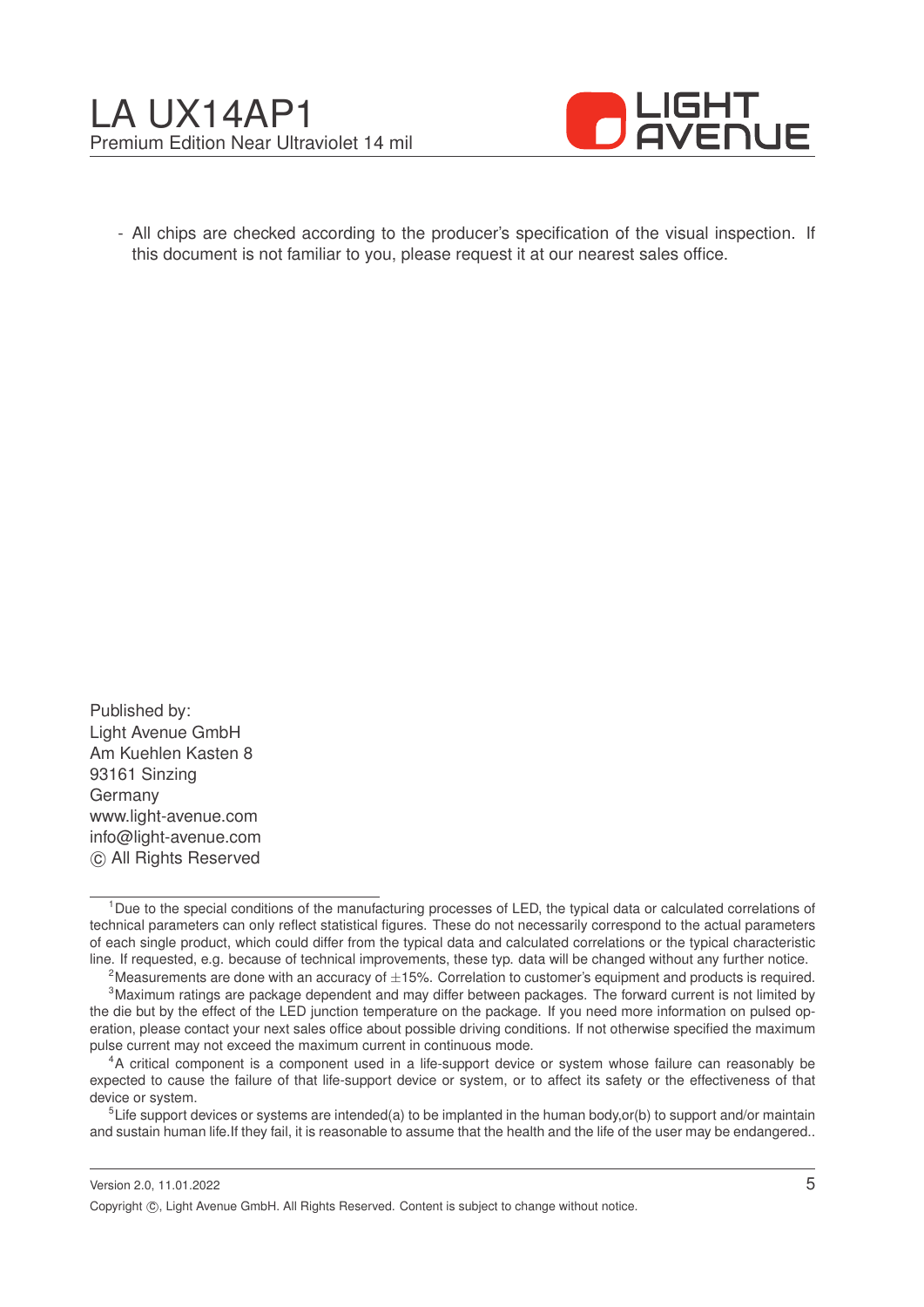- All chips are checked according to the producer's specification of the visual inspection. If this document is not familiar to you, please request it at our nearest sales office.

Published by:
Light Avenue GmbH
Am Kuehlen Kasten 8
93161 Sinzing
Germany
www.light-avenue.com
info@light-avenue.com
© All Rights Reserved

---

[1] Due to the special conditions of the manufacturing processes of LED, the typical data or calculated correlations of technical parameters can only reflect statistical figures. These do not necessarily correspond to the actual parameters of each single product, which could differ from the typical data and calculated correlations or the typical characteristic line. If requested, e.g. because of technical improvements, these typ. data will be changed without any further notice.

[2] Measurements are done with an accuracy of $\pm 15\%$. Correlation to customer's equipment and products is required.

[3] Maximum ratings are package dependent and may differ between packages. The forward current is not limited by the die but by the effect of the LED junction temperature on the package. If you need more information on pulsed operation, please contact your next sales office about possible driving conditions. If not otherwise specified the maximum pulse current may not exceed the maximum current in continuous mode.

[4] A critical component is a component used in a life-support device or system whose failure can reasonably be expected to cause the failure of that life-support device or system, or to affect its safety or the effectiveness of that device or system.

[5] Life support devices or systems are intended(a) to be implanted in the human body,or(b) to support and/or maintain and sustain human life.If they fail, it is reasonable to assume that the health and the life of the user may be endangered..